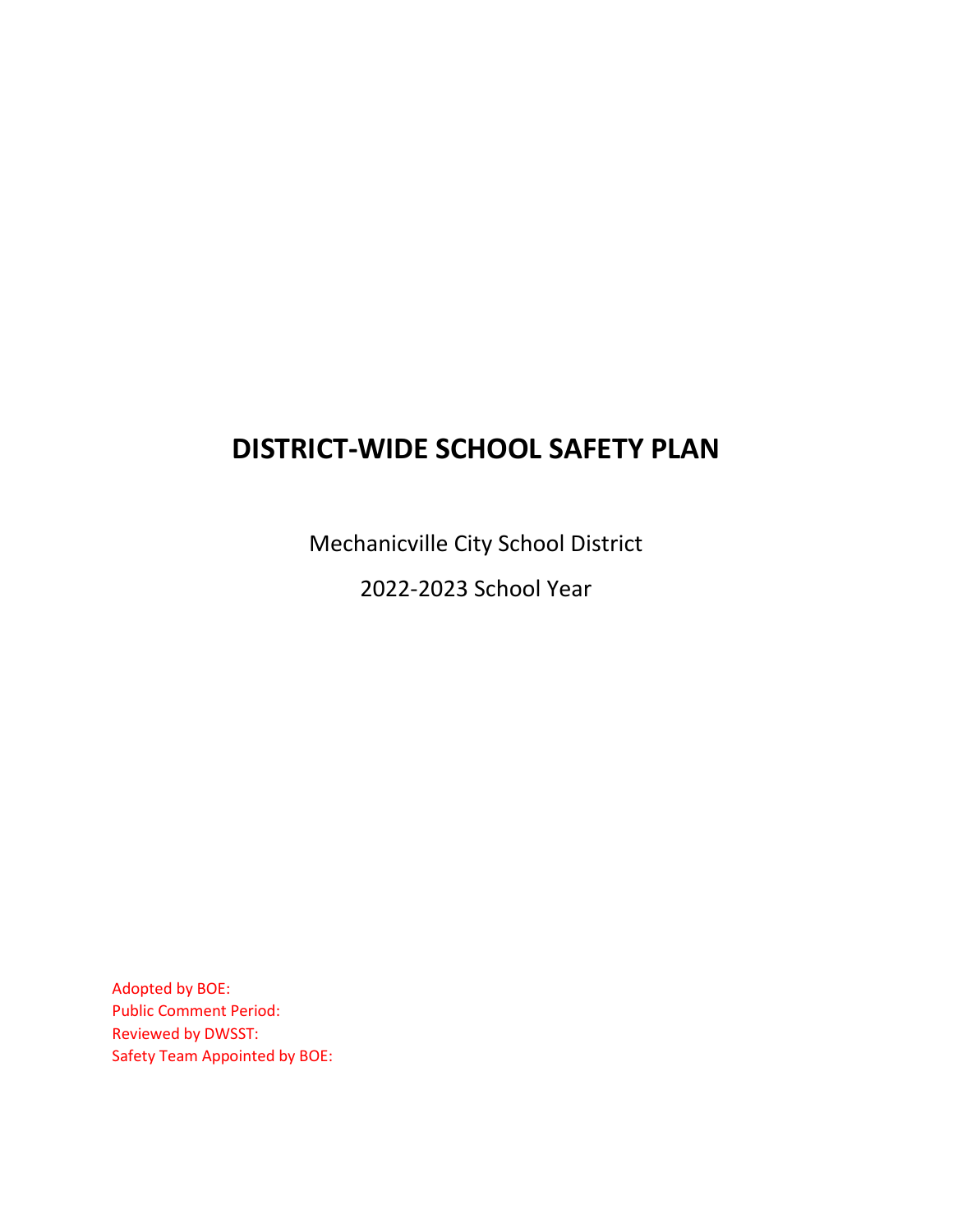# DISTRICT-WIDE SCHOOL SAFETY PLAN

Mechanicville City School District

2022-2023 School Year

Adopted by BOE:
Public Comment Period:
Reviewed by DWSST:
Safety Team Appointed by BOE: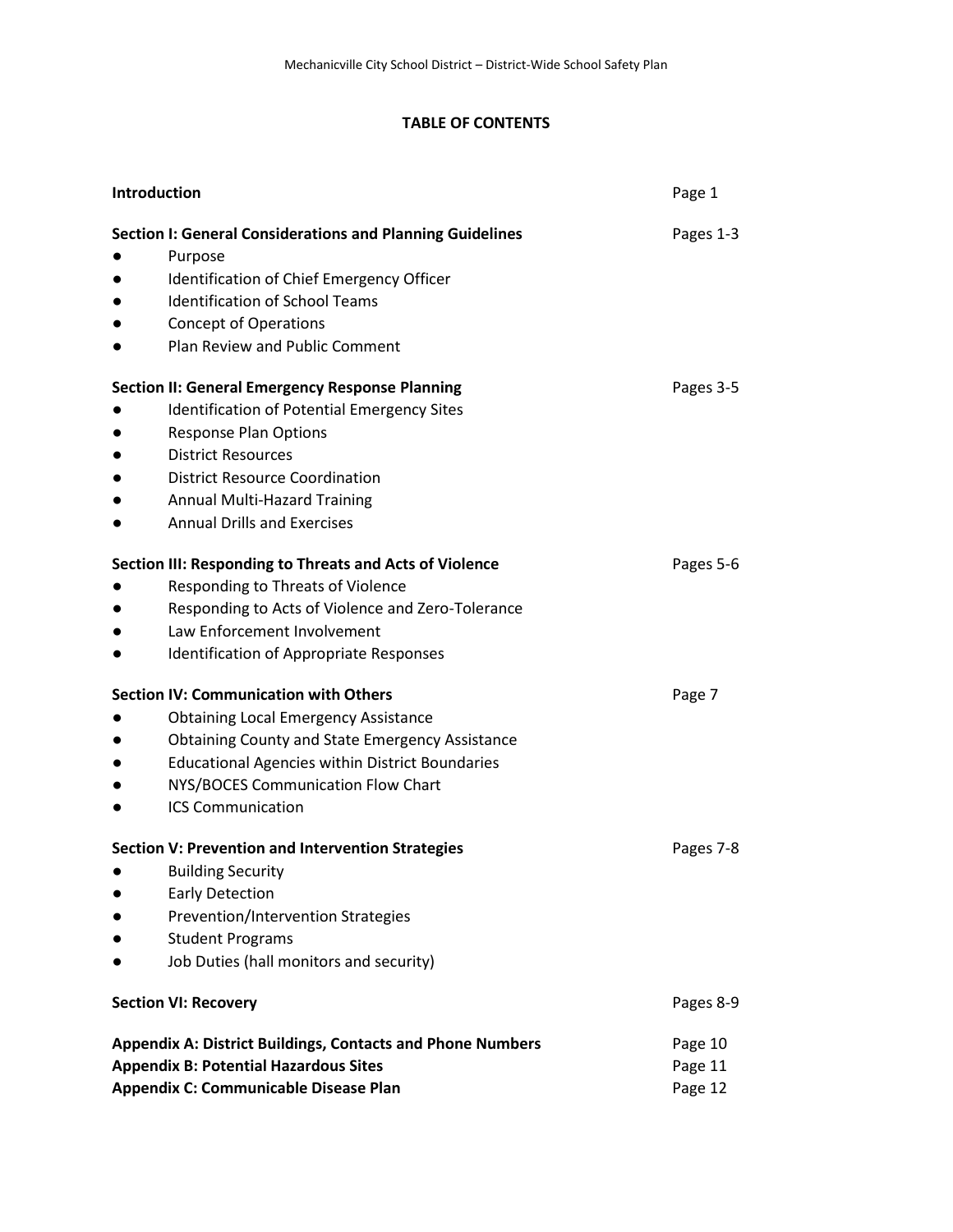## TABLE OF CONTENTS

| | |
|---|---|
| **Introduction** | Page 1 |
| **Section I: General Considerations and Planning Guidelines** | Pages 1-3 |
| ● Purpose | |
| ● Identification of Chief Emergency Officer | |
| ● Identification of School Teams | |
| ● Concept of Operations | |
| ● Plan Review and Public Comment | |
| **Section II: General Emergency Response Planning** | Pages 3-5 |
| ● Identification of Potential Emergency Sites | |
| ● Response Plan Options | |
| ● District Resources | |
| ● District Resource Coordination | |
| ● Annual Multi-Hazard Training | |
| ● Annual Drills and Exercises | |
| **Section III: Responding to Threats and Acts of Violence** | Pages 5-6 |
| ● Responding to Threats of Violence | |
| ● Responding to Acts of Violence and Zero-Tolerance | |
| ● Law Enforcement Involvement | |
| ● Identification of Appropriate Responses | |
| **Section IV: Communication with Others** | Page 7 |
| ● Obtaining Local Emergency Assistance | |
| ● Obtaining County and State Emergency Assistance | |
| ● Educational Agencies within District Boundaries | |
| ● NYS/BOCES Communication Flow Chart | |
| ● ICS Communication | |
| **Section V: Prevention and Intervention Strategies** | Pages 7-8 |
| ● Building Security | |
| ● Early Detection | |
| ● Prevention/Intervention Strategies | |
| ● Student Programs | |
| ● Job Duties (hall monitors and security) | |
| **Section VI: Recovery** | Pages 8-9 |
| **Appendix A: District Buildings, Contacts and Phone Numbers** | Page 10 |
| **Appendix B: Potential Hazardous Sites** | Page 11 |
| **Appendix C: Communicable Disease Plan** | Page 12 |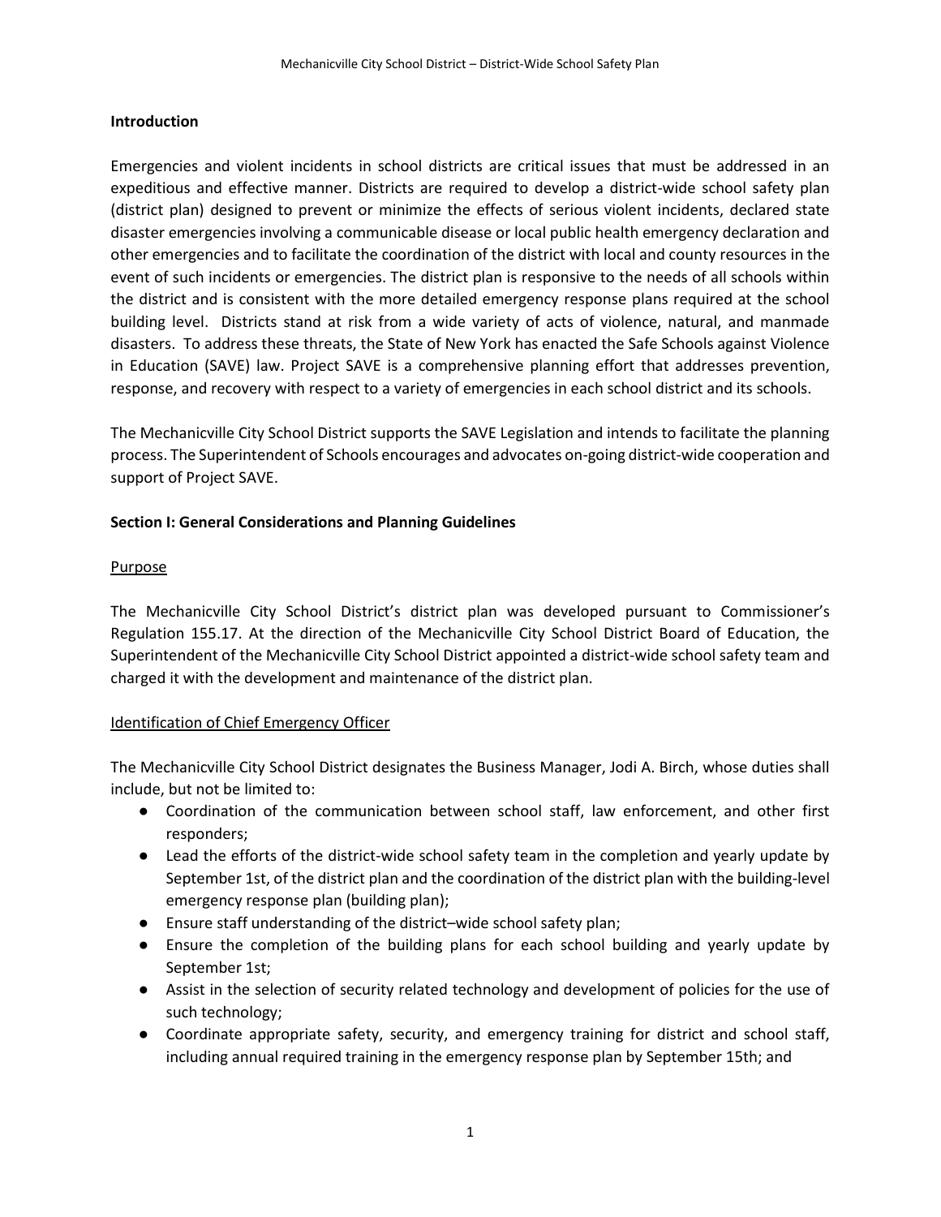**Introduction**

Emergencies and violent incidents in school districts are critical issues that must be addressed in an expeditious and effective manner. Districts are required to develop a district-wide school safety plan (district plan) designed to prevent or minimize the effects of serious violent incidents, declared state disaster emergencies involving a communicable disease or local public health emergency declaration and other emergencies and to facilitate the coordination of the district with local and county resources in the event of such incidents or emergencies. The district plan is responsive to the needs of all schools within the district and is consistent with the more detailed emergency response plans required at the school building level. Districts stand at risk from a wide variety of acts of violence, natural, and manmade disasters. To address these threats, the State of New York has enacted the Safe Schools against Violence in Education (SAVE) law. Project SAVE is a comprehensive planning effort that addresses prevention, response, and recovery with respect to a variety of emergencies in each school district and its schools.

The Mechanicville City School District supports the SAVE Legislation and intends to facilitate the planning process. The Superintendent of Schools encourages and advocates on-going district-wide cooperation and support of Project SAVE.

**Section I: General Considerations and Planning Guidelines**

Purpose

The Mechanicville City School District's district plan was developed pursuant to Commissioner's Regulation 155.17. At the direction of the Mechanicville City School District Board of Education, the Superintendent of the Mechanicville City School District appointed a district-wide school safety team and charged it with the development and maintenance of the district plan.

Identification of Chief Emergency Officer

The Mechanicville City School District designates the Business Manager, Jodi A. Birch, whose duties shall include, but not be limited to:

- Coordination of the communication between school staff, law enforcement, and other first responders;
- Lead the efforts of the district-wide school safety team in the completion and yearly update by September 1st, of the district plan and the coordination of the district plan with the building-level emergency response plan (building plan);
- Ensure staff understanding of the district–wide school safety plan;
- Ensure the completion of the building plans for each school building and yearly update by September 1st;
- Assist in the selection of security related technology and development of policies for the use of such technology;
- Coordinate appropriate safety, security, and emergency training for district and school staff, including annual required training in the emergency response plan by September 15th; and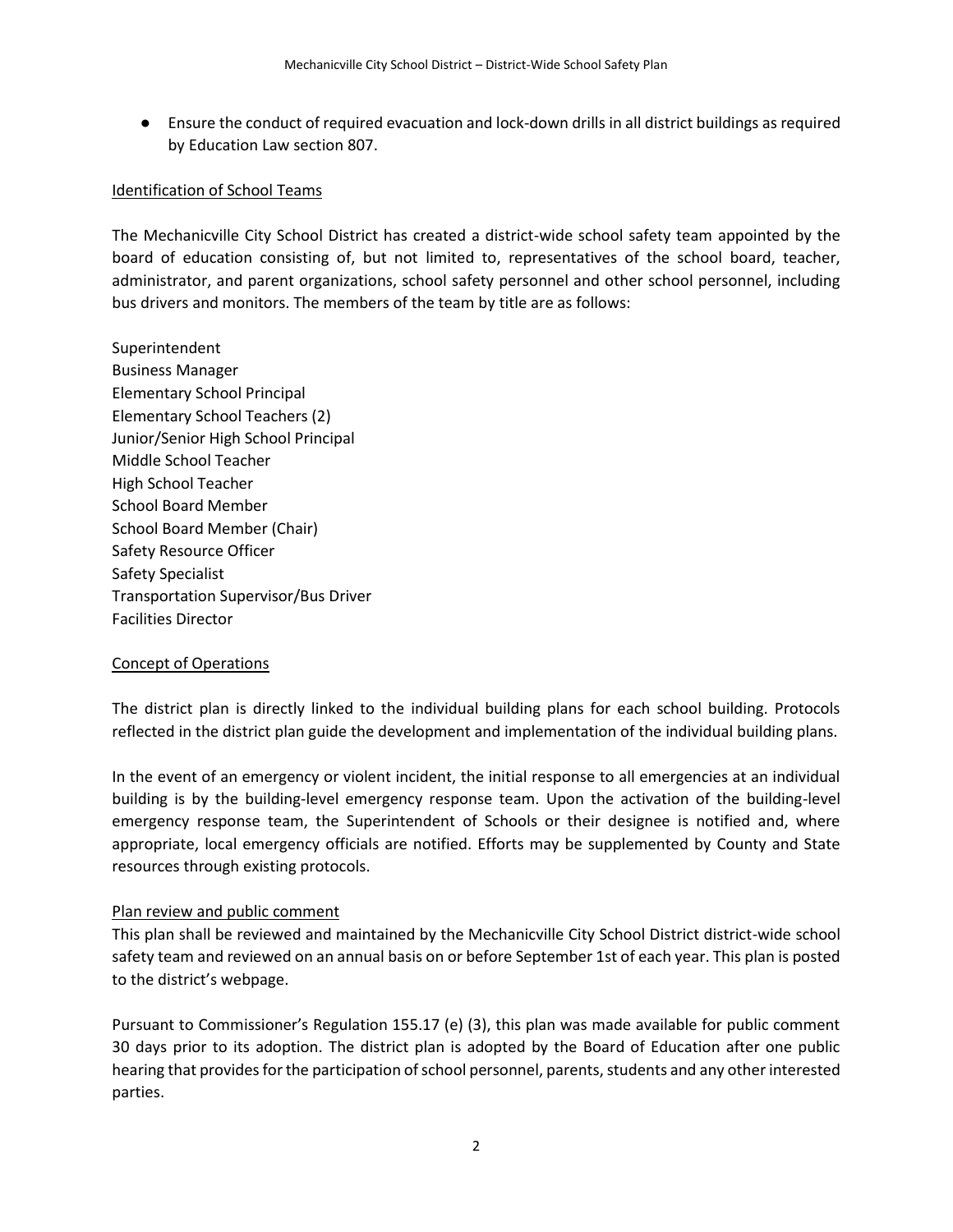- Ensure the conduct of required evacuation and lock-down drills in all district buildings as required by Education Law section 807.

## Identification of School Teams

The Mechanicville City School District has created a district-wide school safety team appointed by the board of education consisting of, but not limited to, representatives of the school board, teacher, administrator, and parent organizations, school safety personnel and other school personnel, including bus drivers and monitors. The members of the team by title are as follows:

Superintendent
Business Manager
Elementary School Principal
Elementary School Teachers (2)
Junior/Senior High School Principal
Middle School Teacher
High School Teacher
School Board Member
School Board Member (Chair)
Safety Resource Officer
Safety Specialist
Transportation Supervisor/Bus Driver
Facilities Director

## Concept of Operations

The district plan is directly linked to the individual building plans for each school building. Protocols reflected in the district plan guide the development and implementation of the individual building plans.

In the event of an emergency or violent incident, the initial response to all emergencies at an individual building is by the building-level emergency response team. Upon the activation of the building-level emergency response team, the Superintendent of Schools or their designee is notified and, where appropriate, local emergency officials are notified. Efforts may be supplemented by County and State resources through existing protocols.

## Plan review and public comment

This plan shall be reviewed and maintained by the Mechanicville City School District district-wide school safety team and reviewed on an annual basis on or before September 1st of each year. This plan is posted to the district's webpage.

Pursuant to Commissioner's Regulation 155.17 (e) (3), this plan was made available for public comment 30 days prior to its adoption. The district plan is adopted by the Board of Education after one public hearing that provides for the participation of school personnel, parents, students and any other interested parties.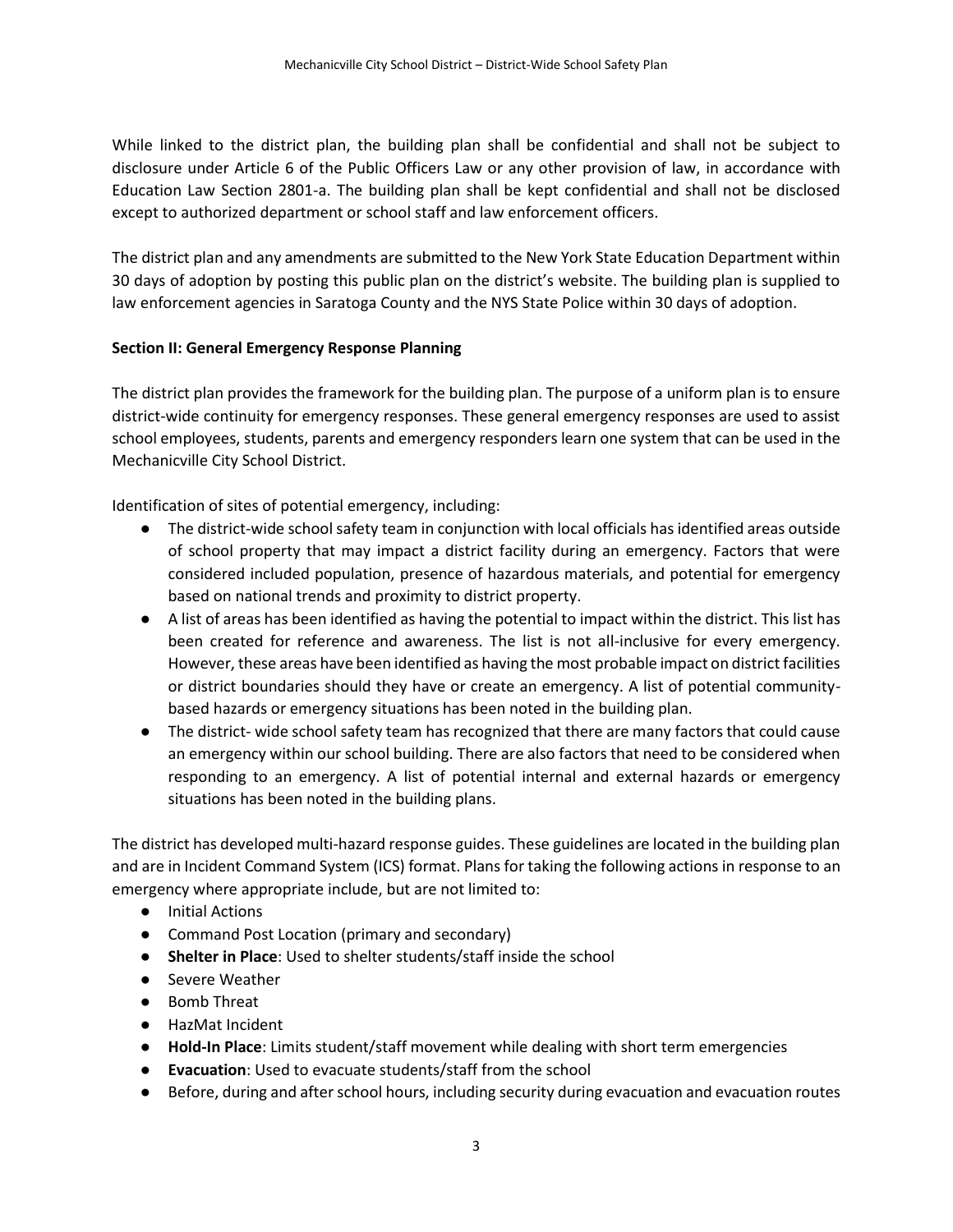While linked to the district plan, the building plan shall be confidential and shall not be subject to disclosure under Article 6 of the Public Officers Law or any other provision of law, in accordance with Education Law Section 2801-a. The building plan shall be kept confidential and shall not be disclosed except to authorized department or school staff and law enforcement officers.

The district plan and any amendments are submitted to the New York State Education Department within 30 days of adoption by posting this public plan on the district's website. The building plan is supplied to law enforcement agencies in Saratoga County and the NYS State Police within 30 days of adoption.

**Section II: General Emergency Response Planning**

The district plan provides the framework for the building plan. The purpose of a uniform plan is to ensure district-wide continuity for emergency responses. These general emergency responses are used to assist school employees, students, parents and emergency responders learn one system that can be used in the Mechanicville City School District.

Identification of sites of potential emergency, including:

- The district-wide school safety team in conjunction with local officials has identified areas outside of school property that may impact a district facility during an emergency. Factors that were considered included population, presence of hazardous materials, and potential for emergency based on national trends and proximity to district property.
- A list of areas has been identified as having the potential to impact within the district. This list has been created for reference and awareness. The list is not all-inclusive for every emergency. However, these areas have been identified as having the most probable impact on district facilities or district boundaries should they have or create an emergency. A list of potential community-based hazards or emergency situations has been noted in the building plan.
- The district- wide school safety team has recognized that there are many factors that could cause an emergency within our school building. There are also factors that need to be considered when responding to an emergency. A list of potential internal and external hazards or emergency situations has been noted in the building plans.

The district has developed multi-hazard response guides. These guidelines are located in the building plan and are in Incident Command System (ICS) format. Plans for taking the following actions in response to an emergency where appropriate include, but are not limited to:

- Initial Actions
- Command Post Location (primary and secondary)
- **Shelter in Place**: Used to shelter students/staff inside the school
- Severe Weather
- Bomb Threat
- HazMat Incident
- **Hold-In Place**: Limits student/staff movement while dealing with short term emergencies
- **Evacuation**: Used to evacuate students/staff from the school
- Before, during and after school hours, including security during evacuation and evacuation routes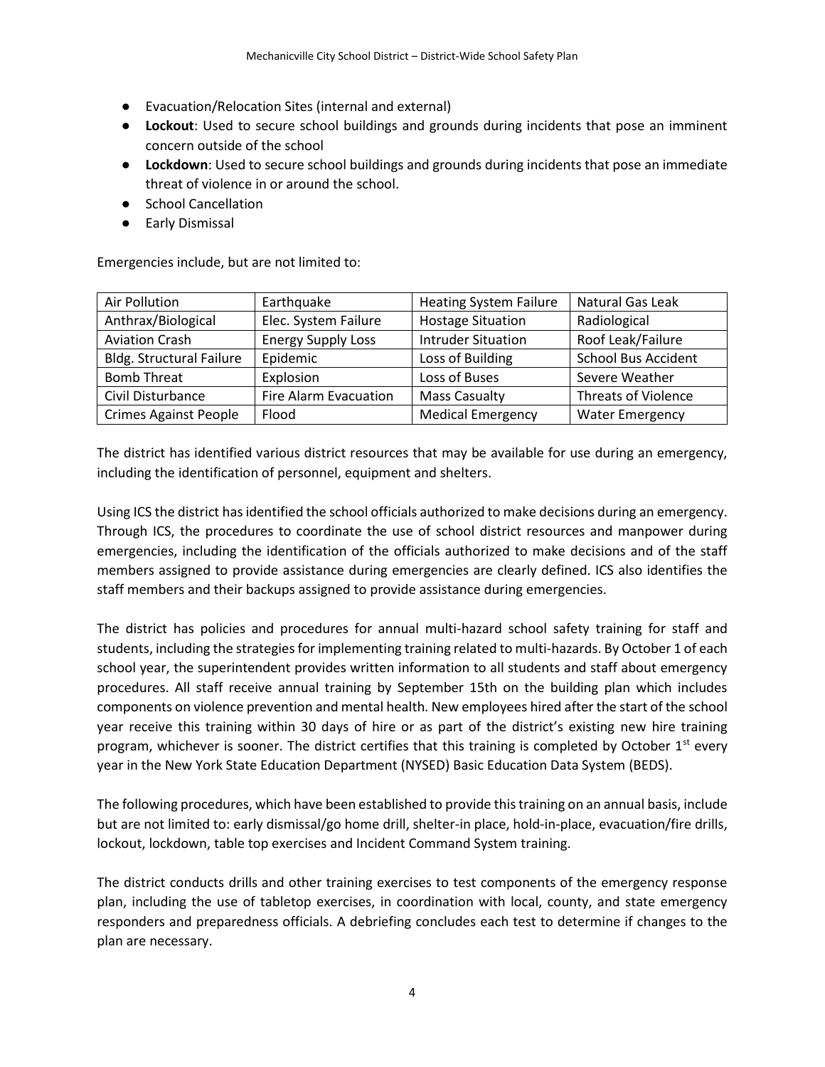- Evacuation/Relocation Sites (internal and external)
- **Lockout**: Used to secure school buildings and grounds during incidents that pose an imminent concern outside of the school
- **Lockdown**: Used to secure school buildings and grounds during incidents that pose an immediate threat of violence in or around the school.
- School Cancellation
- Early Dismissal

Emergencies include, but are not limited to:

| | | | |
|---|---|---|---|
| Air Pollution | Earthquake | Heating System Failure | Natural Gas Leak |
| Anthrax/Biological | Elec. System Failure | Hostage Situation | Radiological |
| Aviation Crash | Energy Supply Loss | Intruder Situation | Roof Leak/Failure |
| Bldg. Structural Failure | Epidemic | Loss of Building | School Bus Accident |
| Bomb Threat | Explosion | Loss of Buses | Severe Weather |
| Civil Disturbance | Fire Alarm Evacuation | Mass Casualty | Threats of Violence |
| Crimes Against People | Flood | Medical Emergency | Water Emergency |

The district has identified various district resources that may be available for use during an emergency, including the identification of personnel, equipment and shelters.

Using ICS the district has identified the school officials authorized to make decisions during an emergency. Through ICS, the procedures to coordinate the use of school district resources and manpower during emergencies, including the identification of the officials authorized to make decisions and of the staff members assigned to provide assistance during emergencies are clearly defined. ICS also identifies the staff members and their backups assigned to provide assistance during emergencies.

The district has policies and procedures for annual multi-hazard school safety training for staff and students, including the strategies for implementing training related to multi-hazards. By October 1 of each school year, the superintendent provides written information to all students and staff about emergency procedures. All staff receive annual training by September 15th on the building plan which includes components on violence prevention and mental health. New employees hired after the start of the school year receive this training within 30 days of hire or as part of the district's existing new hire training program, whichever is sooner. The district certifies that this training is completed by October 1st every year in the New York State Education Department (NYSED) Basic Education Data System (BEDS).

The following procedures, which have been established to provide this training on an annual basis, include but are not limited to: early dismissal/go home drill, shelter-in place, hold-in-place, evacuation/fire drills, lockout, lockdown, table top exercises and Incident Command System training.

The district conducts drills and other training exercises to test components of the emergency response plan, including the use of tabletop exercises, in coordination with local, county, and state emergency responders and preparedness officials. A debriefing concludes each test to determine if changes to the plan are necessary.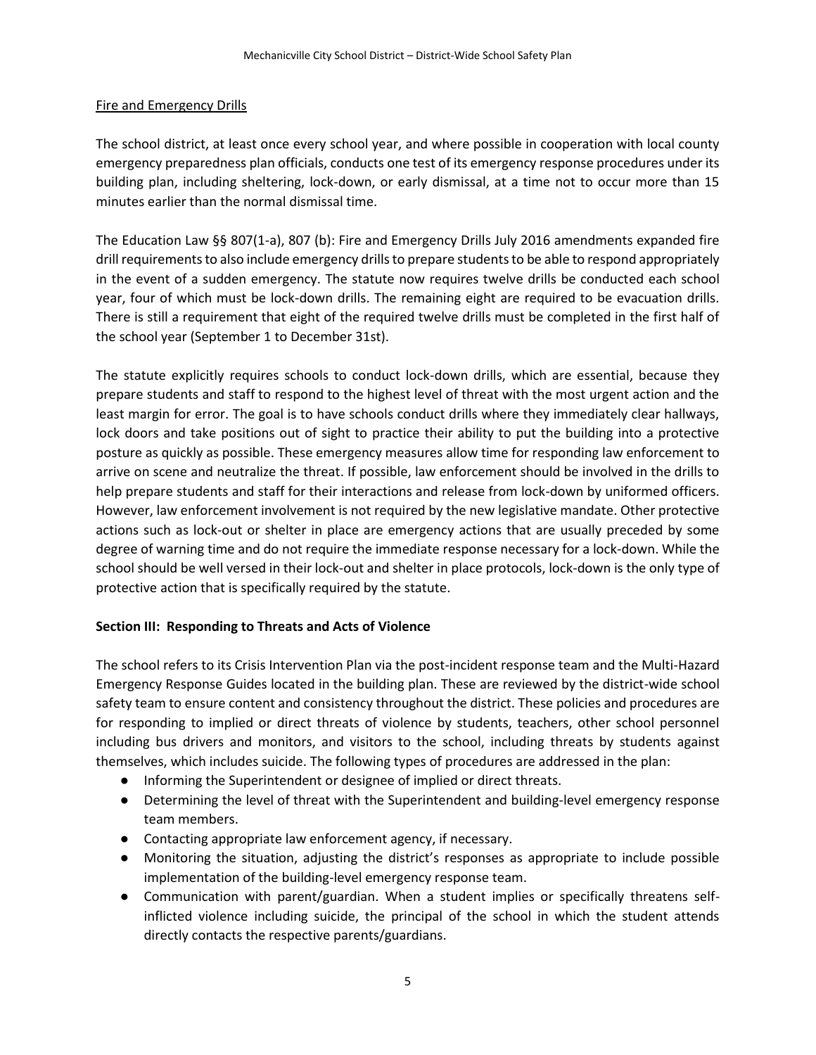Fire and Emergency Drills

The school district, at least once every school year, and where possible in cooperation with local county emergency preparedness plan officials, conducts one test of its emergency response procedures under its building plan, including sheltering, lock-down, or early dismissal, at a time not to occur more than 15 minutes earlier than the normal dismissal time.

The Education Law §§ 807(1-a), 807 (b): Fire and Emergency Drills July 2016 amendments expanded fire drill requirements to also include emergency drills to prepare students to be able to respond appropriately in the event of a sudden emergency. The statute now requires twelve drills be conducted each school year, four of which must be lock-down drills. The remaining eight are required to be evacuation drills. There is still a requirement that eight of the required twelve drills must be completed in the first half of the school year (September 1 to December 31st).

The statute explicitly requires schools to conduct lock-down drills, which are essential, because they prepare students and staff to respond to the highest level of threat with the most urgent action and the least margin for error. The goal is to have schools conduct drills where they immediately clear hallways, lock doors and take positions out of sight to practice their ability to put the building into a protective posture as quickly as possible. These emergency measures allow time for responding law enforcement to arrive on scene and neutralize the threat. If possible, law enforcement should be involved in the drills to help prepare students and staff for their interactions and release from lock-down by uniformed officers. However, law enforcement involvement is not required by the new legislative mandate. Other protective actions such as lock-out or shelter in place are emergency actions that are usually preceded by some degree of warning time and do not require the immediate response necessary for a lock-down. While the school should be well versed in their lock-out and shelter in place protocols, lock-down is the only type of protective action that is specifically required by the statute.

## Section III: Responding to Threats and Acts of Violence

The school refers to its Crisis Intervention Plan via the post-incident response team and the Multi-Hazard Emergency Response Guides located in the building plan. These are reviewed by the district-wide school safety team to ensure content and consistency throughout the district. These policies and procedures are for responding to implied or direct threats of violence by students, teachers, other school personnel including bus drivers and monitors, and visitors to the school, including threats by students against themselves, which includes suicide. The following types of procedures are addressed in the plan:

- Informing the Superintendent or designee of implied or direct threats.
- Determining the level of threat with the Superintendent and building-level emergency response team members.
- Contacting appropriate law enforcement agency, if necessary.
- Monitoring the situation, adjusting the district's responses as appropriate to include possible implementation of the building-level emergency response team.
- Communication with parent/guardian. When a student implies or specifically threatens self-inflicted violence including suicide, the principal of the school in which the student attends directly contacts the respective parents/guardians.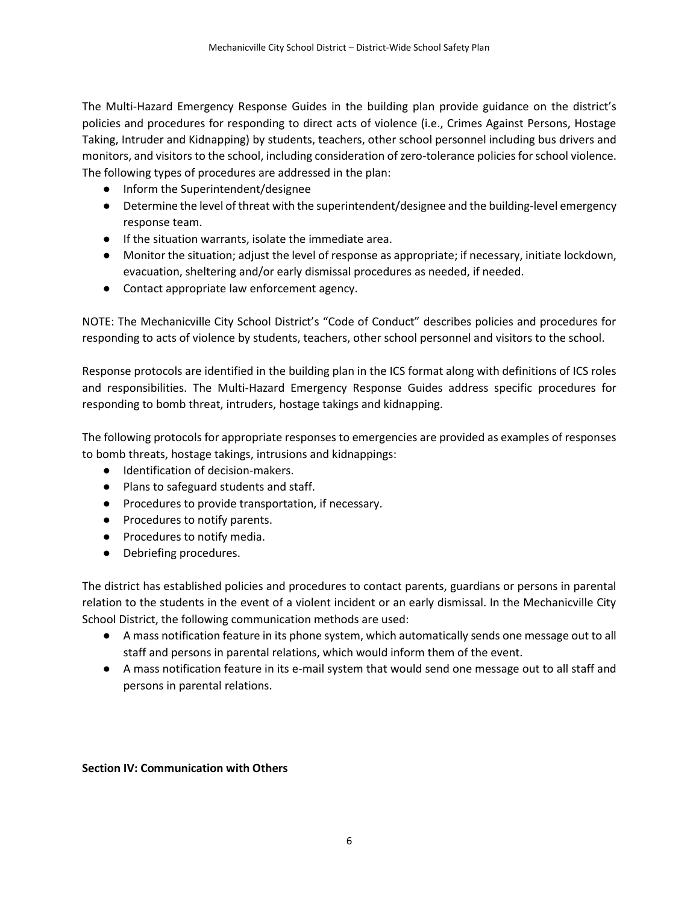The Multi-Hazard Emergency Response Guides in the building plan provide guidance on the district's policies and procedures for responding to direct acts of violence (i.e., Crimes Against Persons, Hostage Taking, Intruder and Kidnapping) by students, teachers, other school personnel including bus drivers and monitors, and visitors to the school, including consideration of zero-tolerance policies for school violence. The following types of procedures are addressed in the plan:

- Inform the Superintendent/designee
- Determine the level of threat with the superintendent/designee and the building-level emergency response team.
- If the situation warrants, isolate the immediate area.
- Monitor the situation; adjust the level of response as appropriate; if necessary, initiate lockdown, evacuation, sheltering and/or early dismissal procedures as needed, if needed.
- Contact appropriate law enforcement agency.

NOTE: The Mechanicville City School District's "Code of Conduct" describes policies and procedures for responding to acts of violence by students, teachers, other school personnel and visitors to the school.

Response protocols are identified in the building plan in the ICS format along with definitions of ICS roles and responsibilities. The Multi-Hazard Emergency Response Guides address specific procedures for responding to bomb threat, intruders, hostage takings and kidnapping.

The following protocols for appropriate responses to emergencies are provided as examples of responses to bomb threats, hostage takings, intrusions and kidnappings:

- Identification of decision-makers.
- Plans to safeguard students and staff.
- Procedures to provide transportation, if necessary.
- Procedures to notify parents.
- Procedures to notify media.
- Debriefing procedures.

The district has established policies and procedures to contact parents, guardians or persons in parental relation to the students in the event of a violent incident or an early dismissal. In the Mechanicville City School District, the following communication methods are used:

- A mass notification feature in its phone system, which automatically sends one message out to all staff and persons in parental relations, which would inform them of the event.
- A mass notification feature in its e-mail system that would send one message out to all staff and persons in parental relations.

**Section IV: Communication with Others**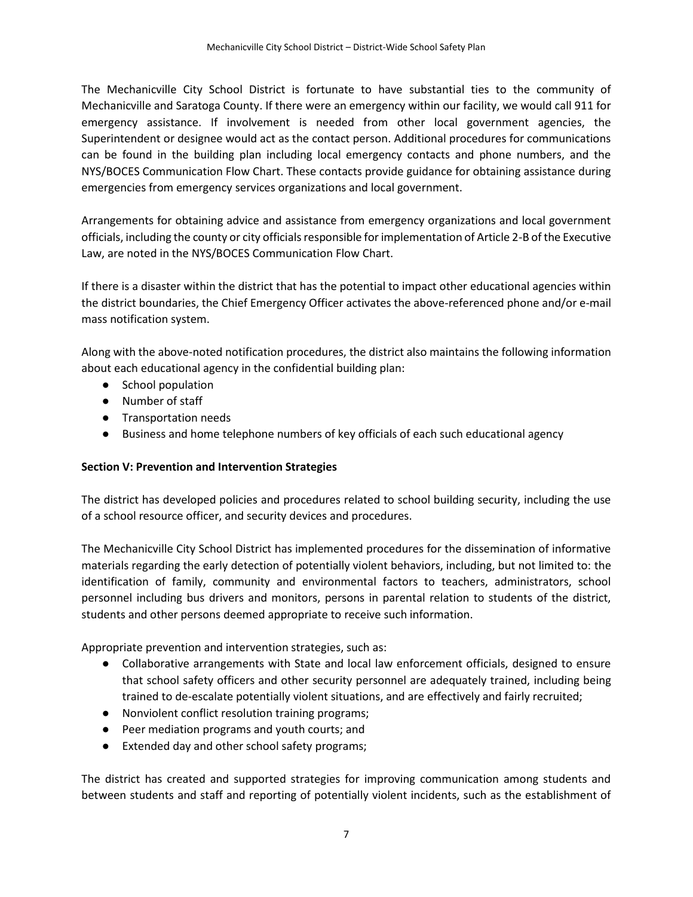The Mechanicville City School District is fortunate to have substantial ties to the community of Mechanicville and Saratoga County. If there were an emergency within our facility, we would call 911 for emergency assistance. If involvement is needed from other local government agencies, the Superintendent or designee would act as the contact person. Additional procedures for communications can be found in the building plan including local emergency contacts and phone numbers, and the NYS/BOCES Communication Flow Chart. These contacts provide guidance for obtaining assistance during emergencies from emergency services organizations and local government.

Arrangements for obtaining advice and assistance from emergency organizations and local government officials, including the county or city officials responsible for implementation of Article 2-B of the Executive Law, are noted in the NYS/BOCES Communication Flow Chart.

If there is a disaster within the district that has the potential to impact other educational agencies within the district boundaries, the Chief Emergency Officer activates the above-referenced phone and/or e-mail mass notification system.

Along with the above-noted notification procedures, the district also maintains the following information about each educational agency in the confidential building plan:

- School population
- Number of staff
- Transportation needs
- Business and home telephone numbers of key officials of each such educational agency

**Section V: Prevention and Intervention Strategies**

The district has developed policies and procedures related to school building security, including the use of a school resource officer, and security devices and procedures.

The Mechanicville City School District has implemented procedures for the dissemination of informative materials regarding the early detection of potentially violent behaviors, including, but not limited to: the identification of family, community and environmental factors to teachers, administrators, school personnel including bus drivers and monitors, persons in parental relation to students of the district, students and other persons deemed appropriate to receive such information.

Appropriate prevention and intervention strategies, such as:

- Collaborative arrangements with State and local law enforcement officials, designed to ensure that school safety officers and other security personnel are adequately trained, including being trained to de-escalate potentially violent situations, and are effectively and fairly recruited;
- Nonviolent conflict resolution training programs;
- Peer mediation programs and youth courts; and
- Extended day and other school safety programs;

The district has created and supported strategies for improving communication among students and between students and staff and reporting of potentially violent incidents, such as the establishment of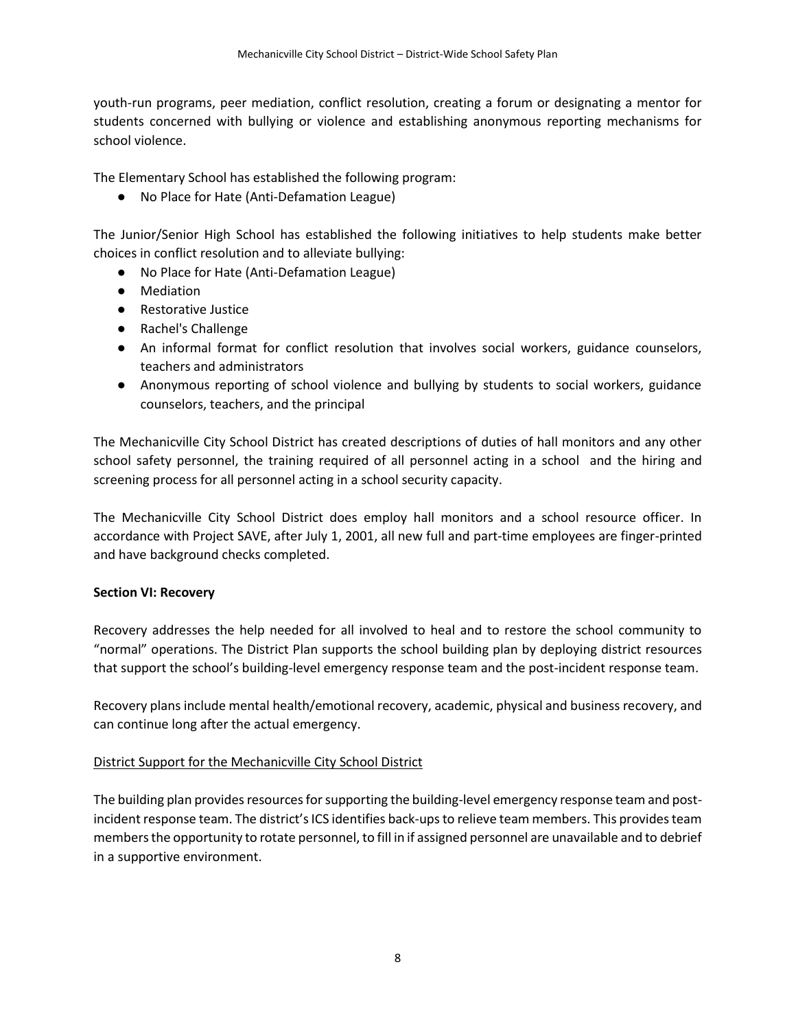youth-run programs, peer mediation, conflict resolution, creating a forum or designating a mentor for students concerned with bullying or violence and establishing anonymous reporting mechanisms for school violence.

The Elementary School has established the following program:

- No Place for Hate (Anti-Defamation League)

The Junior/Senior High School has established the following initiatives to help students make better choices in conflict resolution and to alleviate bullying:

- No Place for Hate (Anti-Defamation League)
- Mediation
- Restorative Justice
- Rachel's Challenge
- An informal format for conflict resolution that involves social workers, guidance counselors, teachers and administrators
- Anonymous reporting of school violence and bullying by students to social workers, guidance counselors, teachers, and the principal

The Mechanicville City School District has created descriptions of duties of hall monitors and any other school safety personnel, the training required of all personnel acting in a school and the hiring and screening process for all personnel acting in a school security capacity.

The Mechanicville City School District does employ hall monitors and a school resource officer. In accordance with Project SAVE, after July 1, 2001, all new full and part-time employees are finger-printed and have background checks completed.

**Section VI: Recovery**

Recovery addresses the help needed for all involved to heal and to restore the school community to "normal" operations. The District Plan supports the school building plan by deploying district resources that support the school's building-level emergency response team and the post-incident response team.

Recovery plans include mental health/emotional recovery, academic, physical and business recovery, and can continue long after the actual emergency.

District Support for the Mechanicville City School District

The building plan provides resources for supporting the building-level emergency response team and post-incident response team. The district's ICS identifies back-ups to relieve team members. This provides team members the opportunity to rotate personnel, to fill in if assigned personnel are unavailable and to debrief in a supportive environment.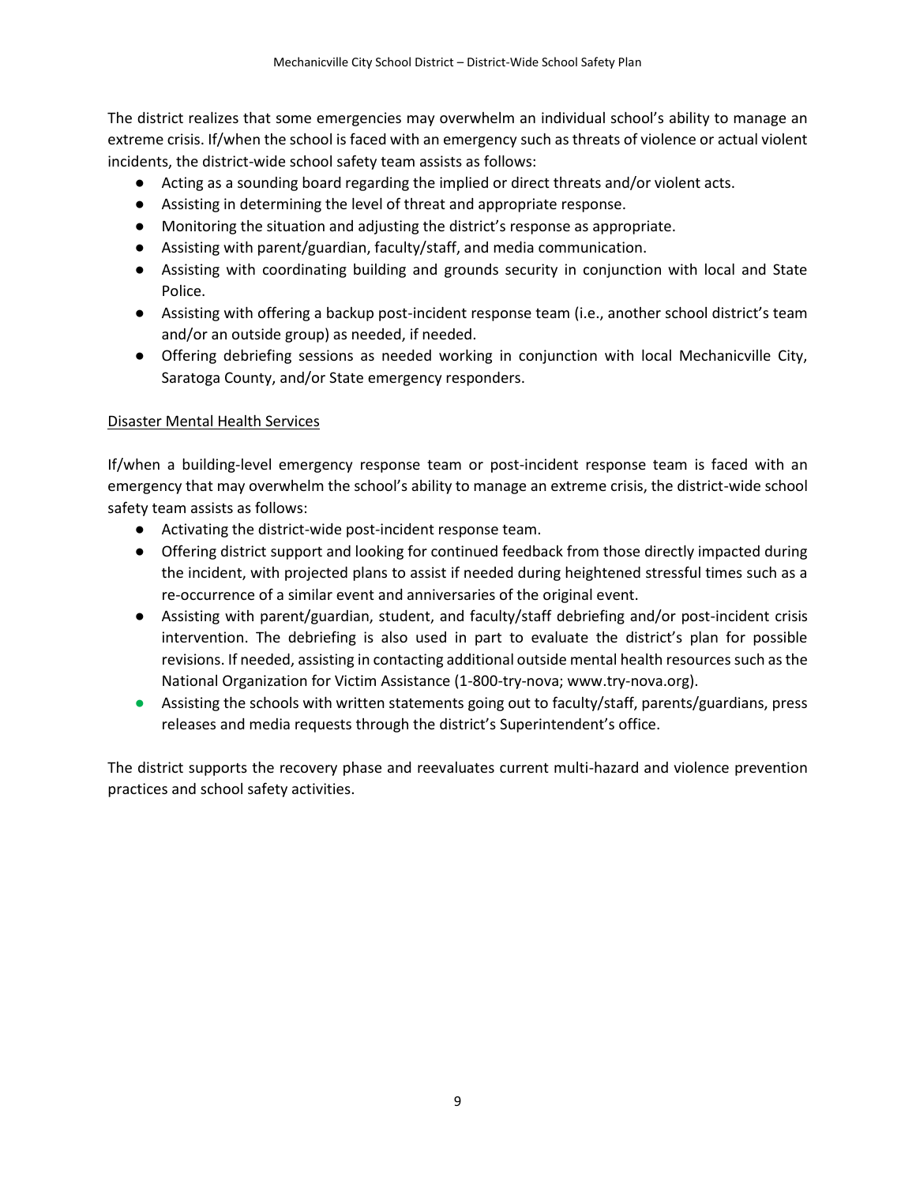The district realizes that some emergencies may overwhelm an individual school's ability to manage an extreme crisis. If/when the school is faced with an emergency such as threats of violence or actual violent incidents, the district-wide school safety team assists as follows:

- Acting as a sounding board regarding the implied or direct threats and/or violent acts.
- Assisting in determining the level of threat and appropriate response.
- Monitoring the situation and adjusting the district's response as appropriate.
- Assisting with parent/guardian, faculty/staff, and media communication.
- Assisting with coordinating building and grounds security in conjunction with local and State Police.
- Assisting with offering a backup post-incident response team (i.e., another school district's team and/or an outside group) as needed, if needed.
- Offering debriefing sessions as needed working in conjunction with local Mechanicville City, Saratoga County, and/or State emergency responders.

Disaster Mental Health Services

If/when a building-level emergency response team or post-incident response team is faced with an emergency that may overwhelm the school's ability to manage an extreme crisis, the district-wide school safety team assists as follows:

- Activating the district-wide post-incident response team.
- Offering district support and looking for continued feedback from those directly impacted during the incident, with projected plans to assist if needed during heightened stressful times such as a re-occurrence of a similar event and anniversaries of the original event.
- Assisting with parent/guardian, student, and faculty/staff debriefing and/or post-incident crisis intervention. The debriefing is also used in part to evaluate the district's plan for possible revisions. If needed, assisting in contacting additional outside mental health resources such as the National Organization for Victim Assistance (1-800-try-nova; www.try-nova.org).
- Assisting the schools with written statements going out to faculty/staff, parents/guardians, press releases and media requests through the district's Superintendent's office.

The district supports the recovery phase and reevaluates current multi-hazard and violence prevention practices and school safety activities.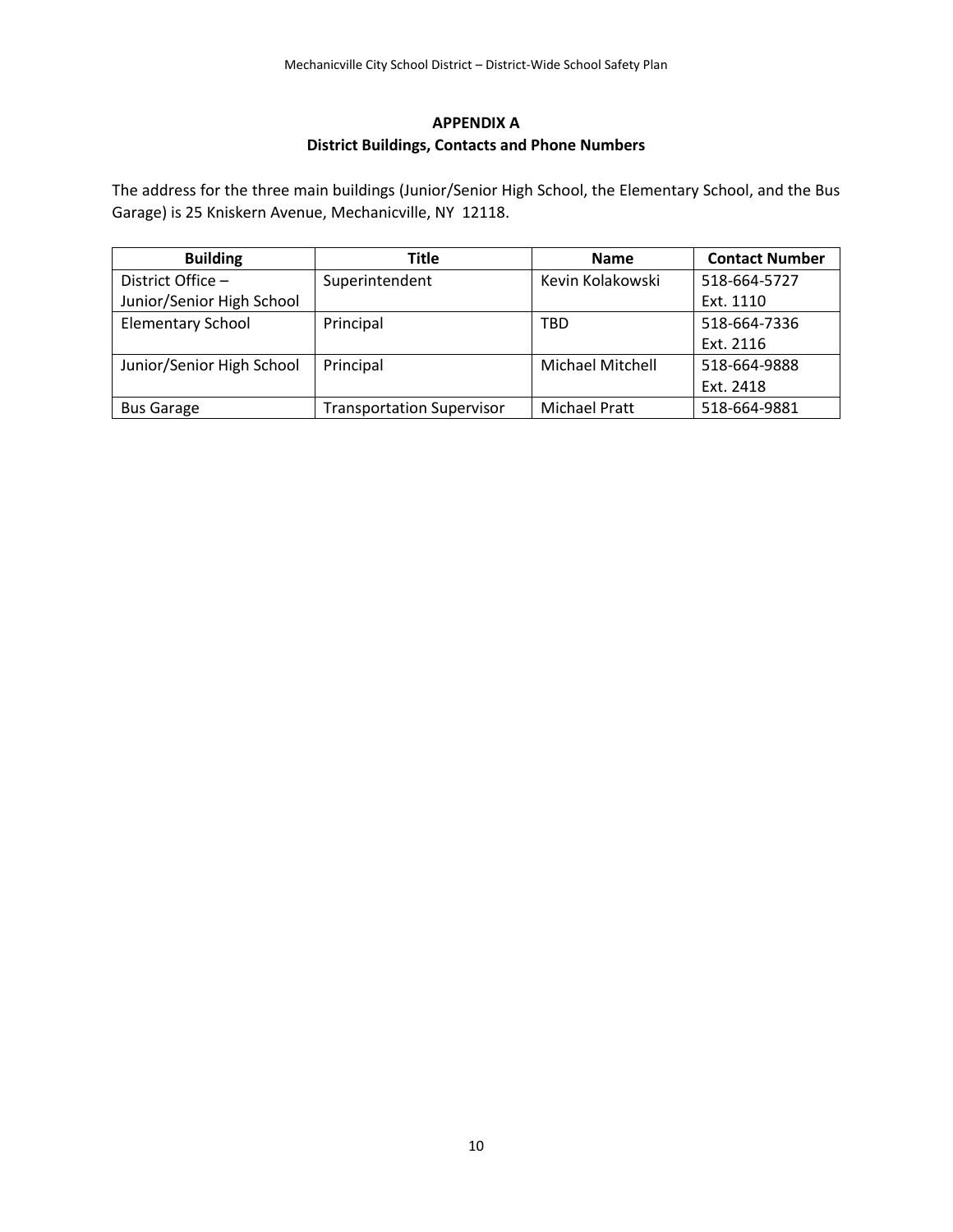## APPENDIX A
## District Buildings, Contacts and Phone Numbers

The address for the three main buildings (Junior/Senior High School, the Elementary School, and the Bus Garage) is 25 Kniskern Avenue, Mechanicville, NY 12118.

| Building | Title | Name | Contact Number |
|---|---|---|---|
| District Office – Junior/Senior High School | Superintendent | Kevin Kolakowski | 518-664-5727 Ext. 1110 |
| Elementary School | Principal | TBD | 518-664-7336 Ext. 2116 |
| Junior/Senior High School | Principal | Michael Mitchell | 518-664-9888 Ext. 2418 |
| Bus Garage | Transportation Supervisor | Michael Pratt | 518-664-9881 |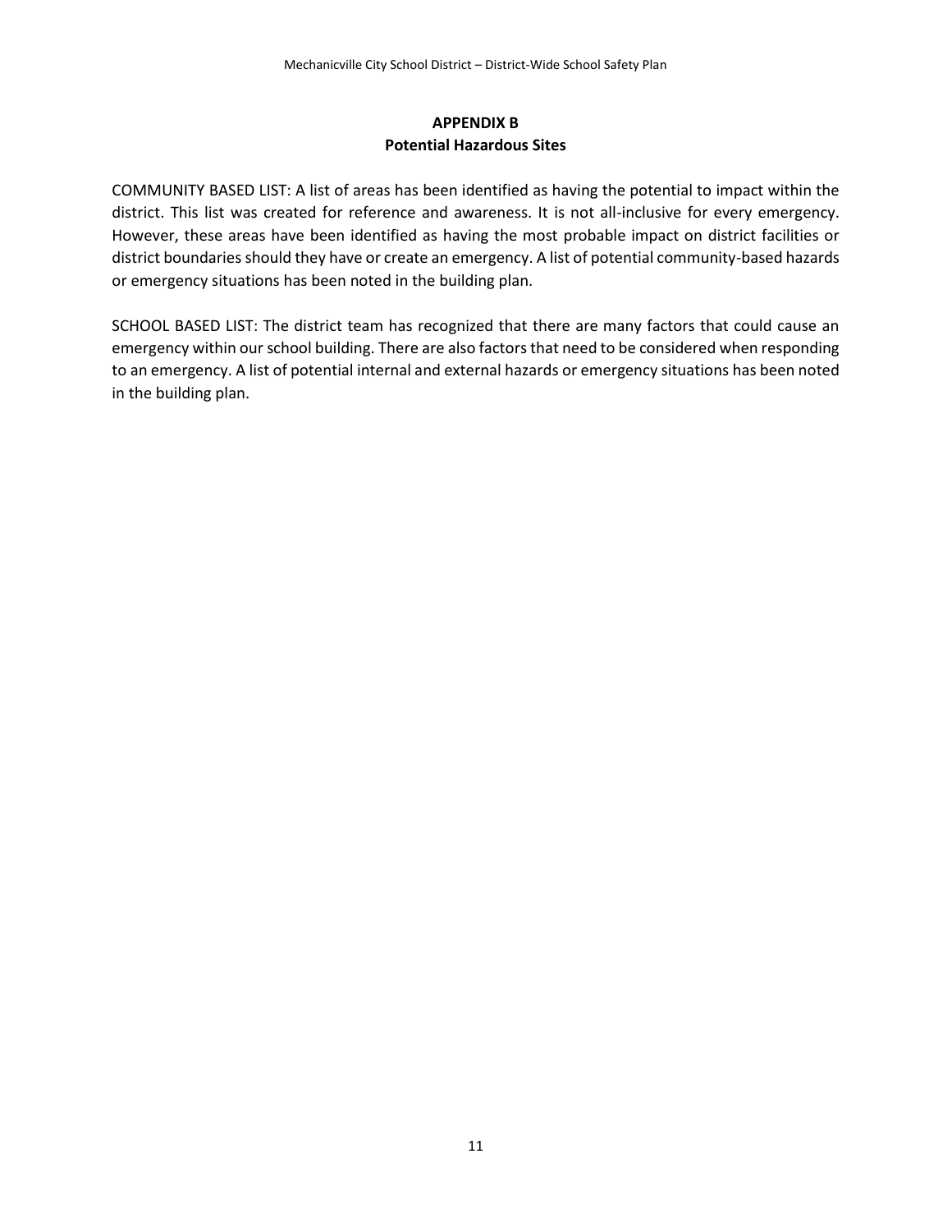## APPENDIX B
## Potential Hazardous Sites

COMMUNITY BASED LIST: A list of areas has been identified as having the potential to impact within the district. This list was created for reference and awareness. It is not all-inclusive for every emergency. However, these areas have been identified as having the most probable impact on district facilities or district boundaries should they have or create an emergency. A list of potential community-based hazards or emergency situations has been noted in the building plan.

SCHOOL BASED LIST: The district team has recognized that there are many factors that could cause an emergency within our school building. There are also factors that need to be considered when responding to an emergency. A list of potential internal and external hazards or emergency situations has been noted in the building plan.